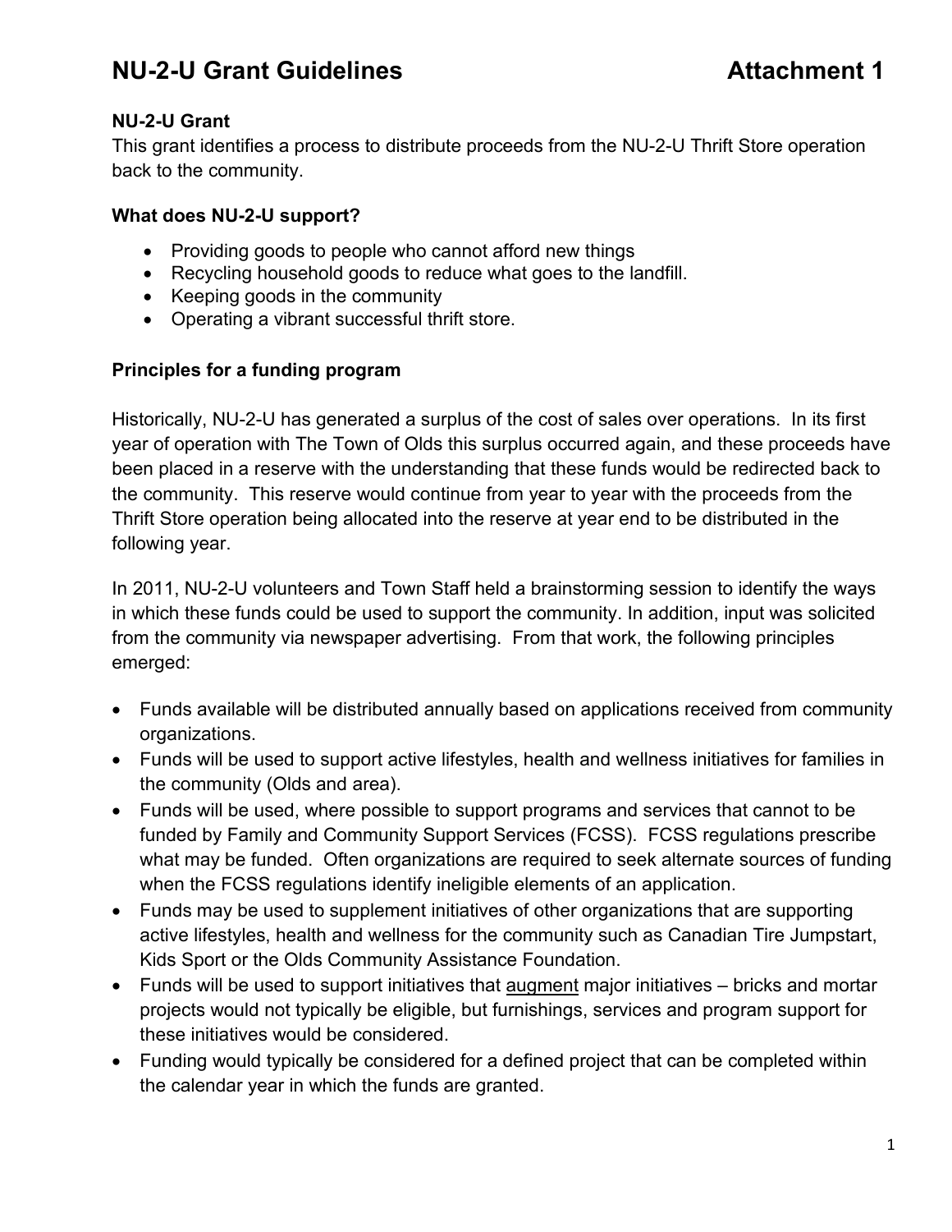# NU-2-U Grant Guidelines Attachment 1

### NU-2-U Grant

This grant identifies a process to distribute proceeds from the NU-2-U Thrift Store operation back to the community.

### What does NU-2-U support?

- Providing goods to people who cannot afford new things
- Recycling household goods to reduce what goes to the landfill.
- Keeping goods in the community
- Operating a vibrant successful thrift store.

### Principles for a funding program

Historically, NU-2-U has generated a surplus of the cost of sales over operations. In its first year of operation with The Town of Olds this surplus occurred again, and these proceeds have been placed in a reserve with the understanding that these funds would be redirected back to the community. This reserve would continue from year to year with the proceeds from the Thrift Store operation being allocated into the reserve at year end to be distributed in the following year.

In 2011, NU-2-U volunteers and Town Staff held a brainstorming session to identify the ways in which these funds could be used to support the community. In addition, input was solicited from the community via newspaper advertising. From that work, the following principles emerged:

- Funds available will be distributed annually based on applications received from community organizations.
- Funds will be used to support active lifestyles, health and wellness initiatives for families in the community (Olds and area).
- Funds will be used, where possible to support programs and services that cannot to be funded by Family and Community Support Services (FCSS). FCSS regulations prescribe what may be funded. Often organizations are required to seek alternate sources of funding when the FCSS regulations identify ineligible elements of an application.
- Funds may be used to supplement initiatives of other organizations that are supporting active lifestyles, health and wellness for the community such as Canadian Tire Jumpstart, Kids Sport or the Olds Community Assistance Foundation.
- Funds will be used to support initiatives that <u>augment</u> major initiatives – bricks and mortar projects would not typically be eligible, but furnishings, services and program support for these initiatives would be considered.
- Funding would typically be considered for a defined project that can be completed within the calendar year in which the funds are granted.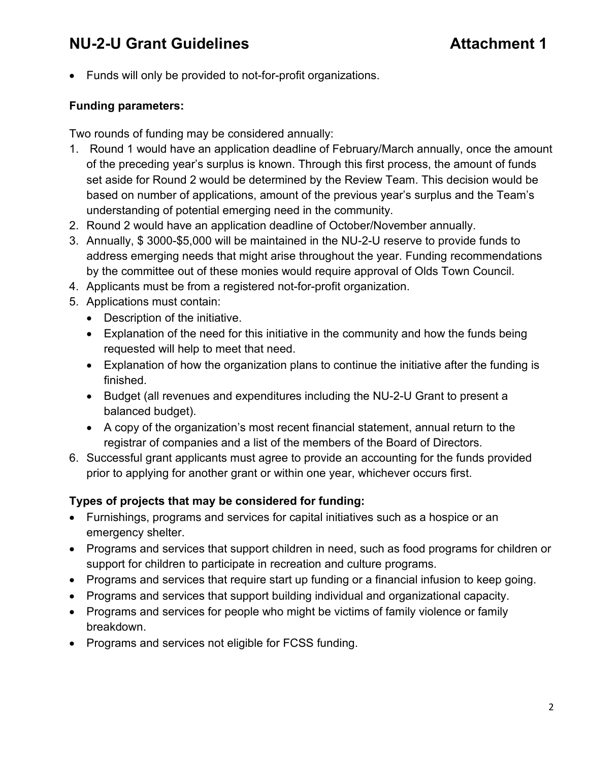- Funds will only be provided to not-for-profit organizations.

**Funding parameters:**

Two rounds of funding may be considered annually:

1. Round 1 would have an application deadline of February/March annually, once the amount of the preceding year's surplus is known. Through this first process, the amount of funds set aside for Round 2 would be determined by the Review Team. This decision would be based on number of applications, amount of the previous year's surplus and the Team's understanding of potential emerging need in the community.
2. Round 2 would have an application deadline of October/November annually.
3. Annually, $ 3000-$5,000 will be maintained in the NU-2-U reserve to provide funds to address emerging needs that might arise throughout the year. Funding recommendations by the committee out of these monies would require approval of Olds Town Council.
4. Applicants must be from a registered not-for-profit organization.
5. Applications must contain:
   - Description of the initiative.
   - Explanation of the need for this initiative in the community and how the funds being requested will help to meet that need.
   - Explanation of how the organization plans to continue the initiative after the funding is finished.
   - Budget (all revenues and expenditures including the NU-2-U Grant to present a balanced budget).
   - A copy of the organization's most recent financial statement, annual return to the registrar of companies and a list of the members of the Board of Directors.
6. Successful grant applicants must agree to provide an accounting for the funds provided prior to applying for another grant or within one year, whichever occurs first.

**Types of projects that may be considered for funding:**

- Furnishings, programs and services for capital initiatives such as a hospice or an emergency shelter.
- Programs and services that support children in need, such as food programs for children or support for children to participate in recreation and culture programs.
- Programs and services that require start up funding or a financial infusion to keep going.
- Programs and services that support building individual and organizational capacity.
- Programs and services for people who might be victims of family violence or family breakdown.
- Programs and services not eligible for FCSS funding.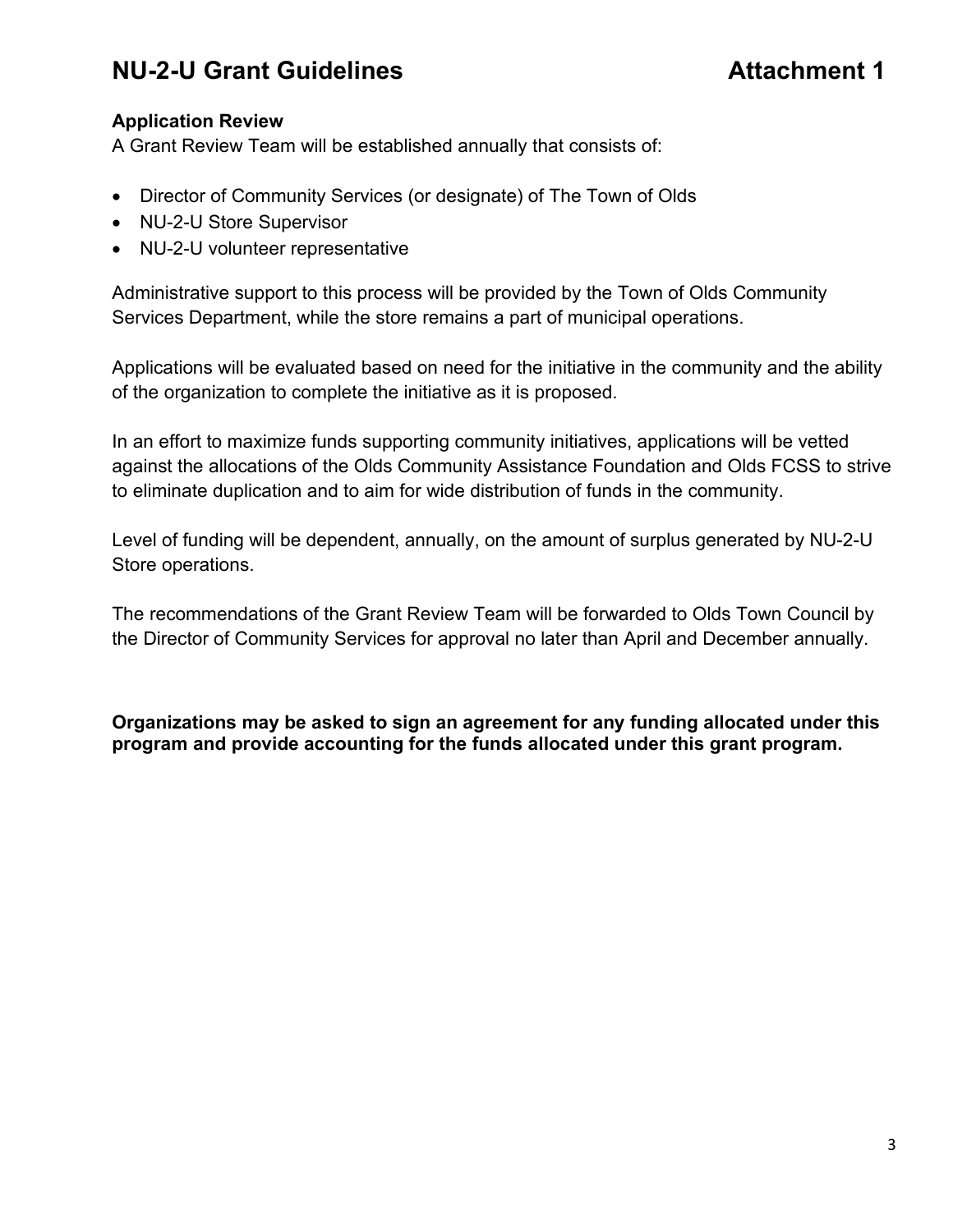## Application Review

A Grant Review Team will be established annually that consists of:

- Director of Community Services (or designate) of The Town of Olds
- NU-2-U Store Supervisor
- NU-2-U volunteer representative

Administrative support to this process will be provided by the Town of Olds Community Services Department, while the store remains a part of municipal operations.

Applications will be evaluated based on need for the initiative in the community and the ability of the organization to complete the initiative as it is proposed.

In an effort to maximize funds supporting community initiatives, applications will be vetted against the allocations of the Olds Community Assistance Foundation and Olds FCSS to strive to eliminate duplication and to aim for wide distribution of funds in the community.

Level of funding will be dependent, annually, on the amount of surplus generated by NU-2-U Store operations.

The recommendations of the Grant Review Team will be forwarded to Olds Town Council by the Director of Community Services for approval no later than April and December annually.

**Organizations may be asked to sign an agreement for any funding allocated under this program and provide accounting for the funds allocated under this grant program.**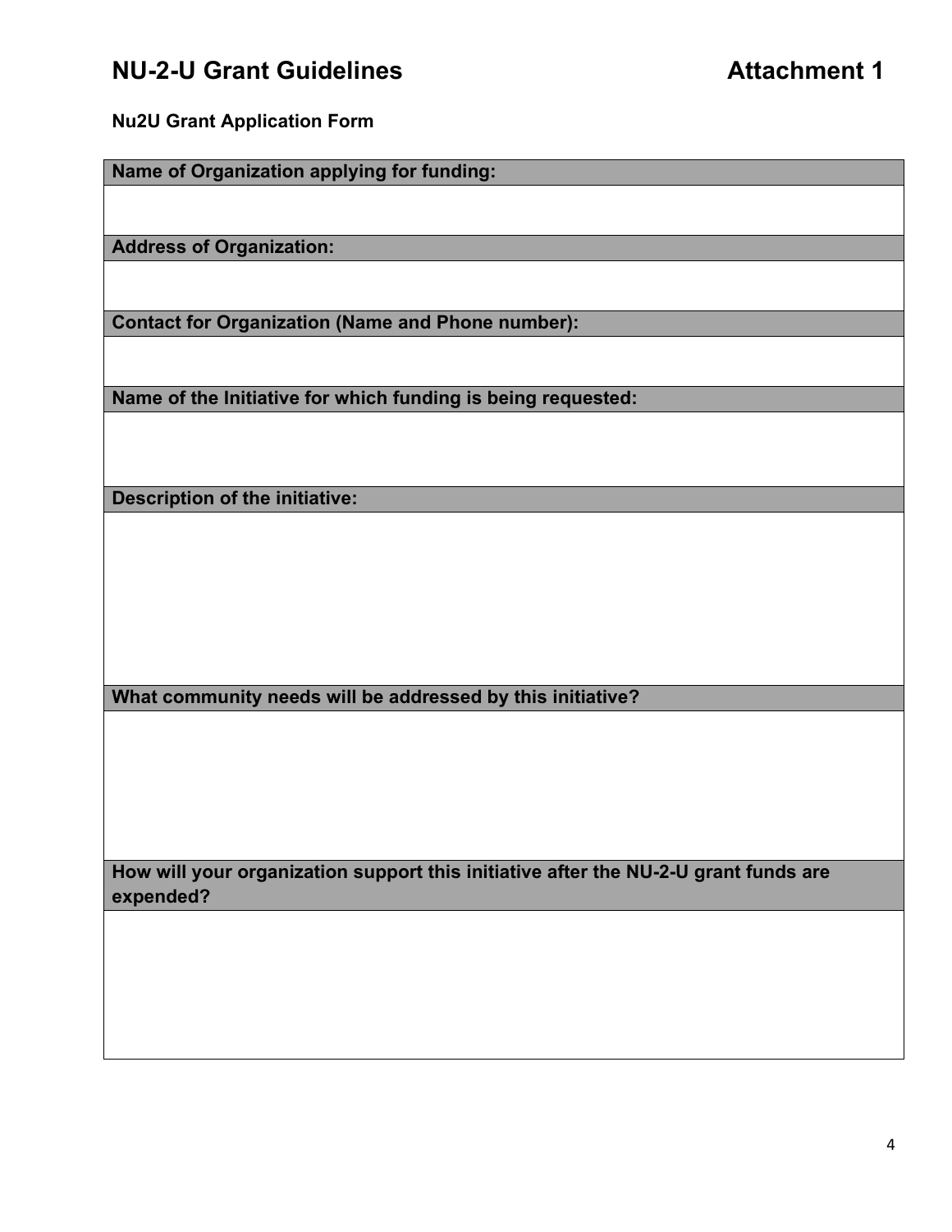# NU-2-U Grant Guidelines Attachment 1

**Nu2U Grant Application Form**

| Name of Organization applying for funding: |
| --- |
| |
| **Address of Organization:** |
| |
| **Contact for Organization (Name and Phone number):** |
| |
| **Name of the Initiative for which funding is being requested:** |
| |
| **Description of the initiative:** |
| |
| **What community needs will be addressed by this initiative?** |
| |
| **How will your organization support this initiative after the NU-2-U grant funds are expended?** |
| |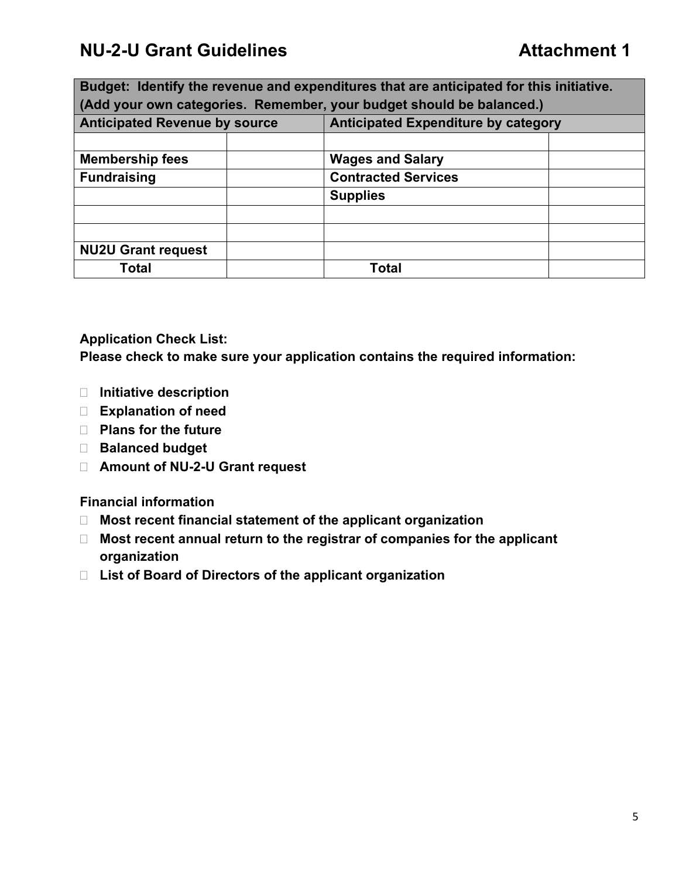## NU-2-U Grant Guidelines — Attachment 1

| **Budget: Identify the revenue and expenditures that are anticipated for this initiative. (Add your own categories. Remember, your budget should be balanced.)** | | | |
|---|---|---|---|
| **Anticipated Revenue by source** | | **Anticipated Expenditure by category** | |
| | | | |
| **Membership fees** | | **Wages and Salary** | |
| **Fundraising** | | **Contracted Services** | |
| | | **Supplies** | |
| | | | |
| | | | |
| **NU2U Grant request** | | | |
| **Total** | | **Total** | |

**Application Check List:**
**Please check to make sure your application contains the required information:**

- ☐ **Initiative description**
- ☐ **Explanation of need**
- ☐ **Plans for the future**
- ☐ **Balanced budget**
- ☐ **Amount of NU-2-U Grant request**

**Financial information**

- ☐ **Most recent financial statement of the applicant organization**
- ☐ **Most recent annual return to the registrar of companies for the applicant organization**
- ☐ **List of Board of Directors of the applicant organization**